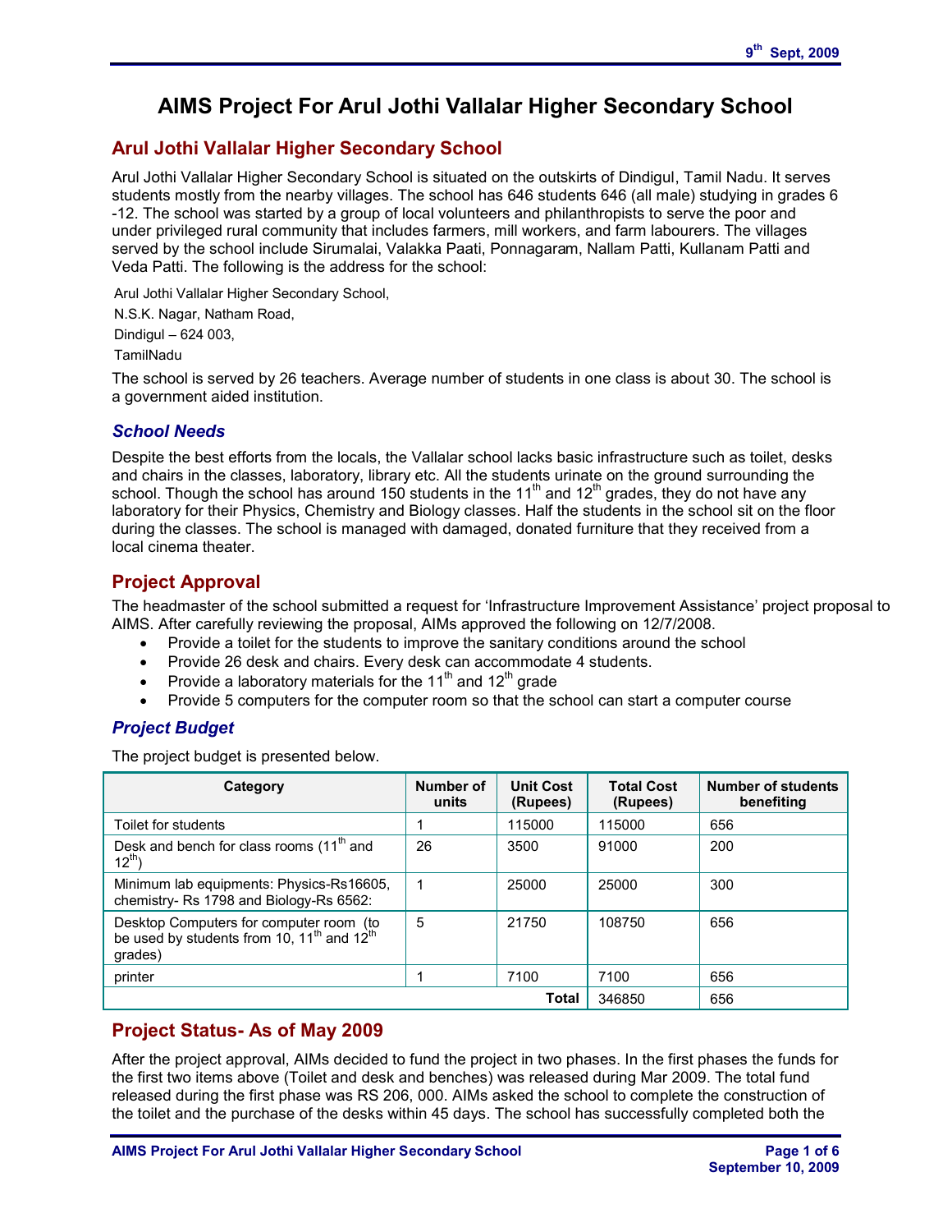# AIMS Project For Arul Jothi Vallalar Higher Secondary School

## Arul Jothi Vallalar Higher Secondary School

Arul Jothi Vallalar Higher Secondary School is situated on the outskirts of Dindigul, Tamil Nadu. It serves students mostly from the nearby villages. The school has 646 students 646 (all male) studying in grades 6 -12. The school was started by a group of local volunteers and philanthropists to serve the poor and under privileged rural community that includes farmers, mill workers, and farm labourers. The villages served by the school include Sirumalai, Valakka Paati, Ponnagaram, Nallam Patti, Kullanam Patti and Veda Patti. The following is the address for the school:

Arul Jothi Vallalar Higher Secondary School,
N.S.K. Nagar, Natham Road,
Dindigul – 624 003,
TamilNadu

The school is served by 26 teachers. Average number of students in one class is about 30. The school is a government aided institution.

### *School Needs*

Despite the best efforts from the locals, the Vallalar school lacks basic infrastructure such as toilet, desks and chairs in the classes, laboratory, library etc. All the students urinate on the ground surrounding the school. Though the school has around 150 students in the 11th and 12th grades, they do not have any laboratory for their Physics, Chemistry and Biology classes. Half the students in the school sit on the floor during the classes. The school is managed with damaged, donated furniture that they received from a local cinema theater.

## Project Approval

The headmaster of the school submitted a request for 'Infrastructure Improvement Assistance' project proposal to AIMS. After carefully reviewing the proposal, AIMs approved the following on 12/7/2008.

- Provide a toilet for the students to improve the sanitary conditions around the school
- Provide 26 desk and chairs. Every desk can accommodate 4 students.
- Provide a laboratory materials for the 11th and 12th grade
- Provide 5 computers for the computer room so that the school can start a computer course

### *Project Budget*

The project budget is presented below.

| Category | Number of units | Unit Cost (Rupees) | Total Cost (Rupees) | Number of students benefiting |
|---|---|---|---|---|
| Toilet for students | 1 | 115000 | 115000 | 656 |
| Desk and bench for class rooms (11th and 12th) | 26 | 3500 | 91000 | 200 |
| Minimum lab equipments: Physics-Rs16605, chemistry- Rs 1798 and Biology-Rs 6562: | 1 | 25000 | 25000 | 300 |
| Desktop Computers for computer room (to be used by students from 10, 11th and 12th grades) | 5 | 21750 | 108750 | 656 |
| printer | 1 | 7100 | 7100 | 656 |
| | | Total | 346850 | 656 |

## Project Status- As of May 2009

After the project approval, AIMs decided to fund the project in two phases. In the first phases the funds for the first two items above (Toilet and desk and benches) was released during Mar 2009. The total fund released during the first phase was RS 206, 000. AIMs asked the school to complete the construction of the toilet and the purchase of the desks within 45 days. The school has successfully completed both the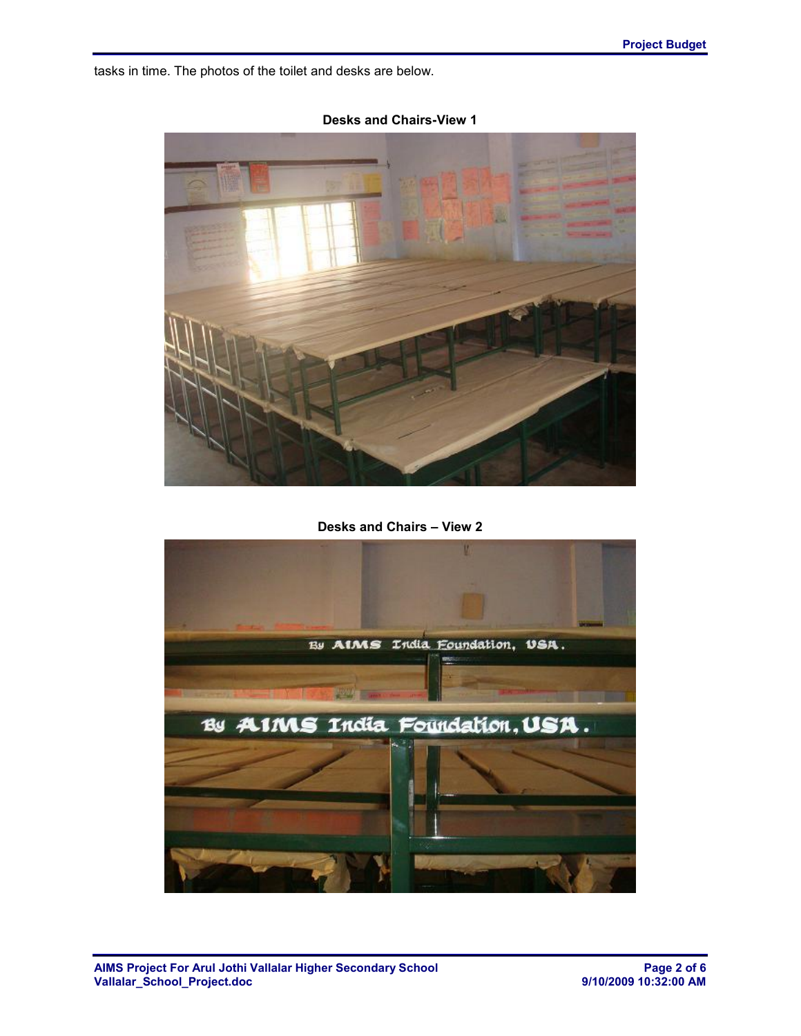tasks in time. The photos of the toilet and desks are below.

**Desks and Chairs-View 1**

**Desks and Chairs – View 2**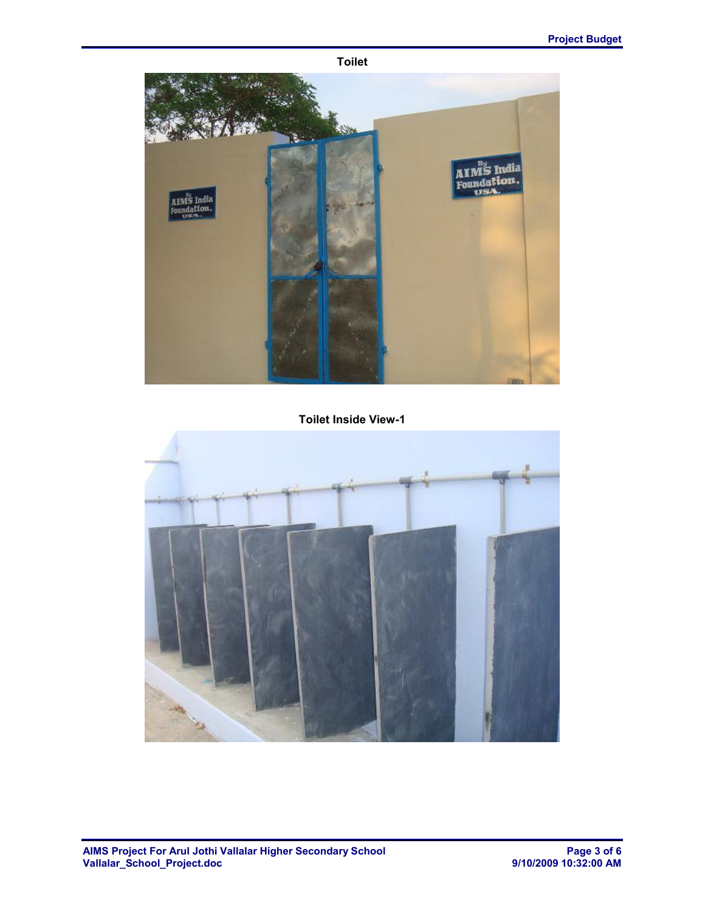**Toilet**

**Toilet Inside View-1**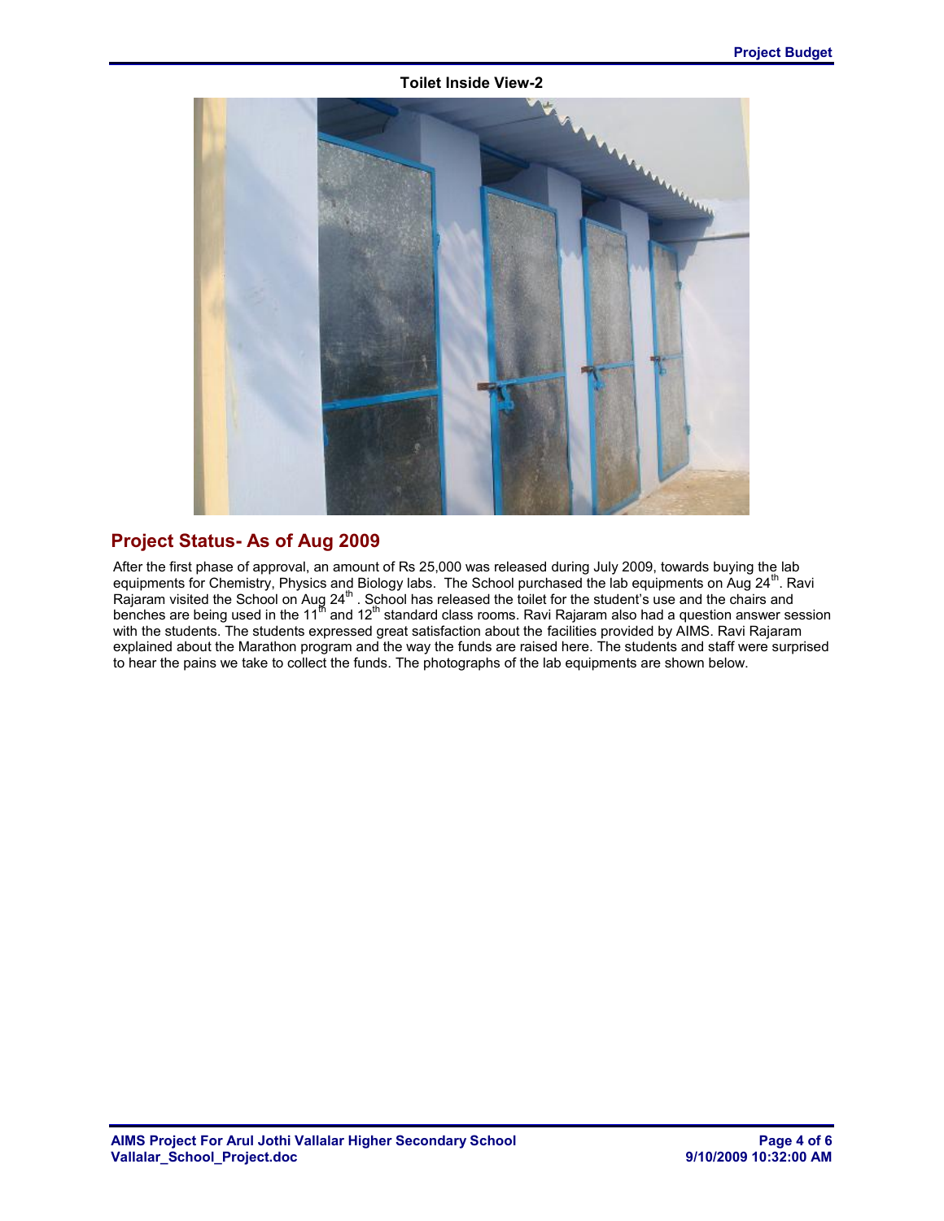**Toilet Inside View-2**

## Project Status- As of Aug 2009

After the first phase of approval, an amount of Rs 25,000 was released during July 2009, towards buying the lab equipments for Chemistry, Physics and Biology labs. The School purchased the lab equipments on Aug 24th. Ravi Rajaram visited the School on Aug 24th . School has released the toilet for the student's use and the chairs and benches are being used in the 11th and 12th standard class rooms. Ravi Rajaram also had a question answer session with the students. The students expressed great satisfaction about the facilities provided by AIMS. Ravi Rajaram explained about the Marathon program and the way the funds are raised here. The students and staff were surprised to hear the pains we take to collect the funds. The photographs of the lab equipments are shown below.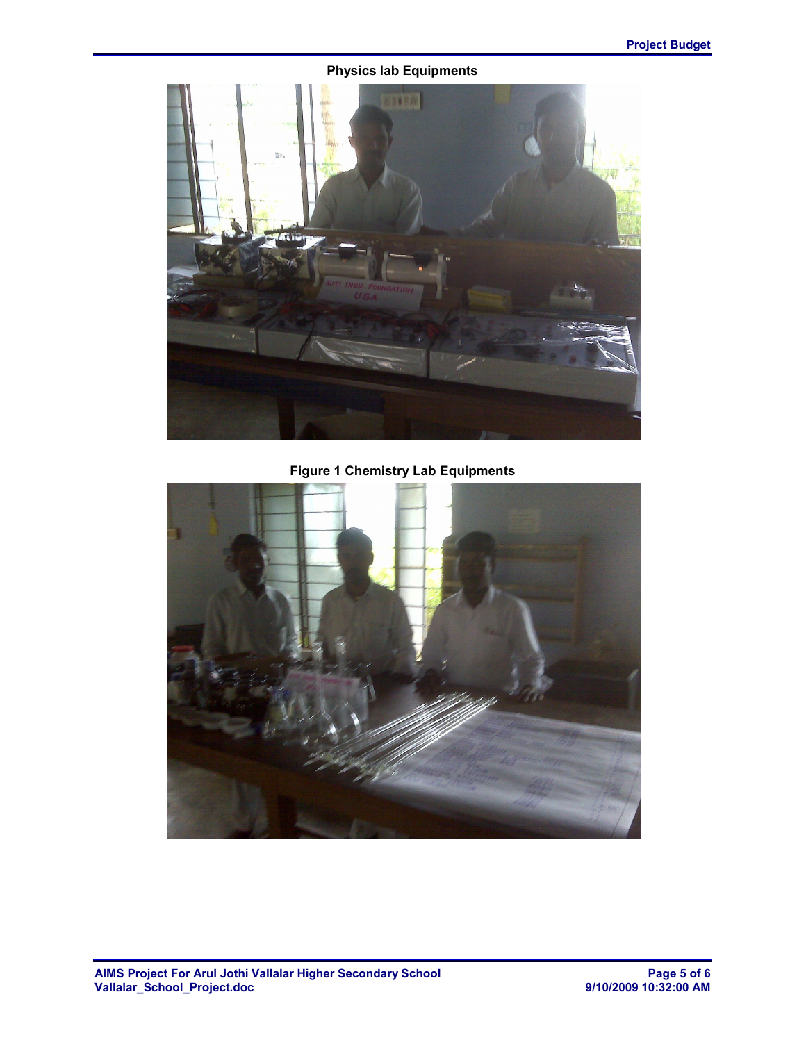**Physics lab Equipments**

**Figure 1 Chemistry Lab Equipments**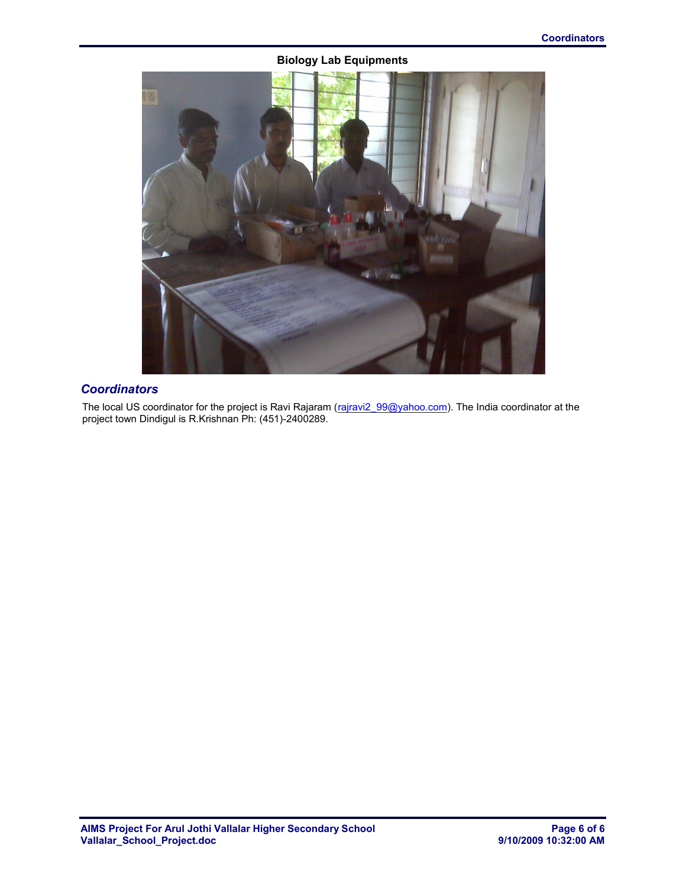**Biology Lab Equipments**

## *Coordinators*

The local US coordinator for the project is Ravi Rajaram (rajravi2_99@yahoo.com). The India coordinator at the project town Dindigul is R.Krishnan Ph: (451)-2400289.